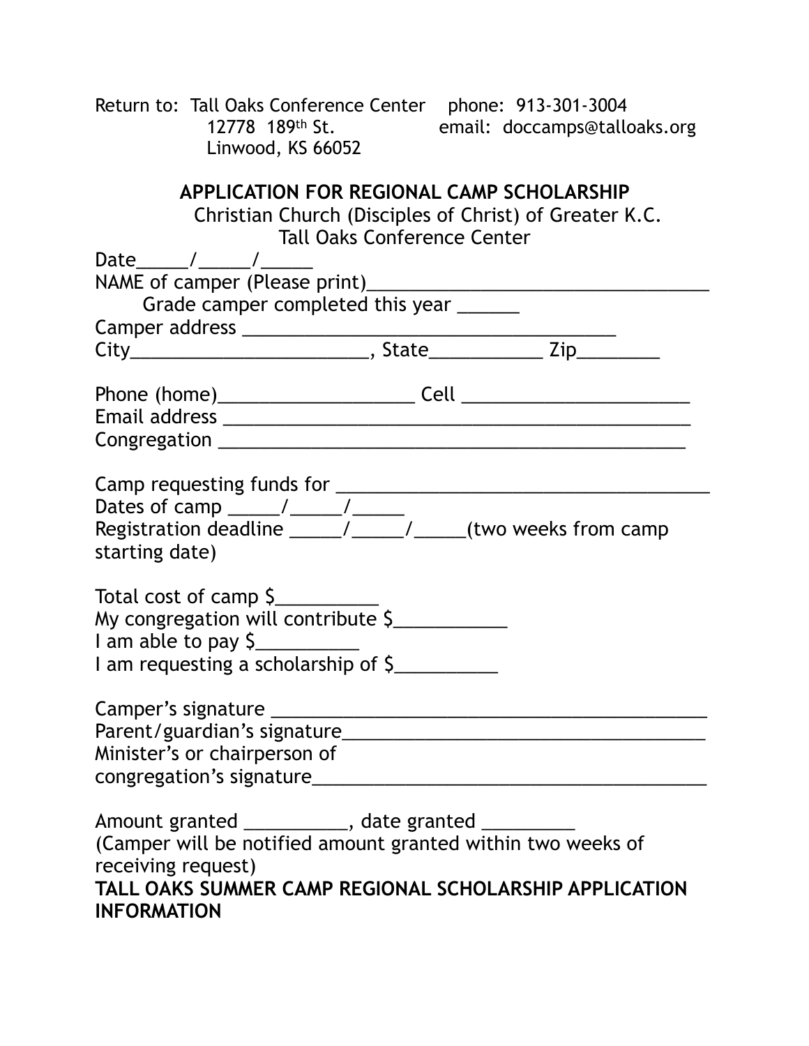Return to: Tall Oaks Conference Center phone: 913-301-3004
12778 189th St. email: doccamps@talloaks.org
Linwood, KS 66052

## APPLICATION FOR REGIONAL CAMP SCHOLARSHIP

Christian Church (Disciples of Christ) of Greater K.C.
Tall Oaks Conference Center

Date_____/_____/_____
NAME of camper (Please print)__________________________________
Grade camper completed this year ______
Camper address _____________________________________
City_______________________, State___________ Zip________

Phone (home)___________________ Cell ______________________
Email address _______________________________________________
Congregation _______________________________________________

Camp requesting funds for ____________________________________
Dates of camp _____/_____/_____
Registration deadline _____/_____/_____(two weeks from camp starting date)

Total cost of camp $__________
My congregation will contribute $___________
I am able to pay $__________
I am requesting a scholarship of $__________

Camper's signature ___________________________________________
Parent/guardian's signature___________________________________
Minister's or chairperson of
congregation's signature______________________________________

Amount granted __________, date granted _________
(Camper will be notified amount granted within two weeks of receiving request)

**TALL OAKS SUMMER CAMP REGIONAL SCHOLARSHIP APPLICATION INFORMATION**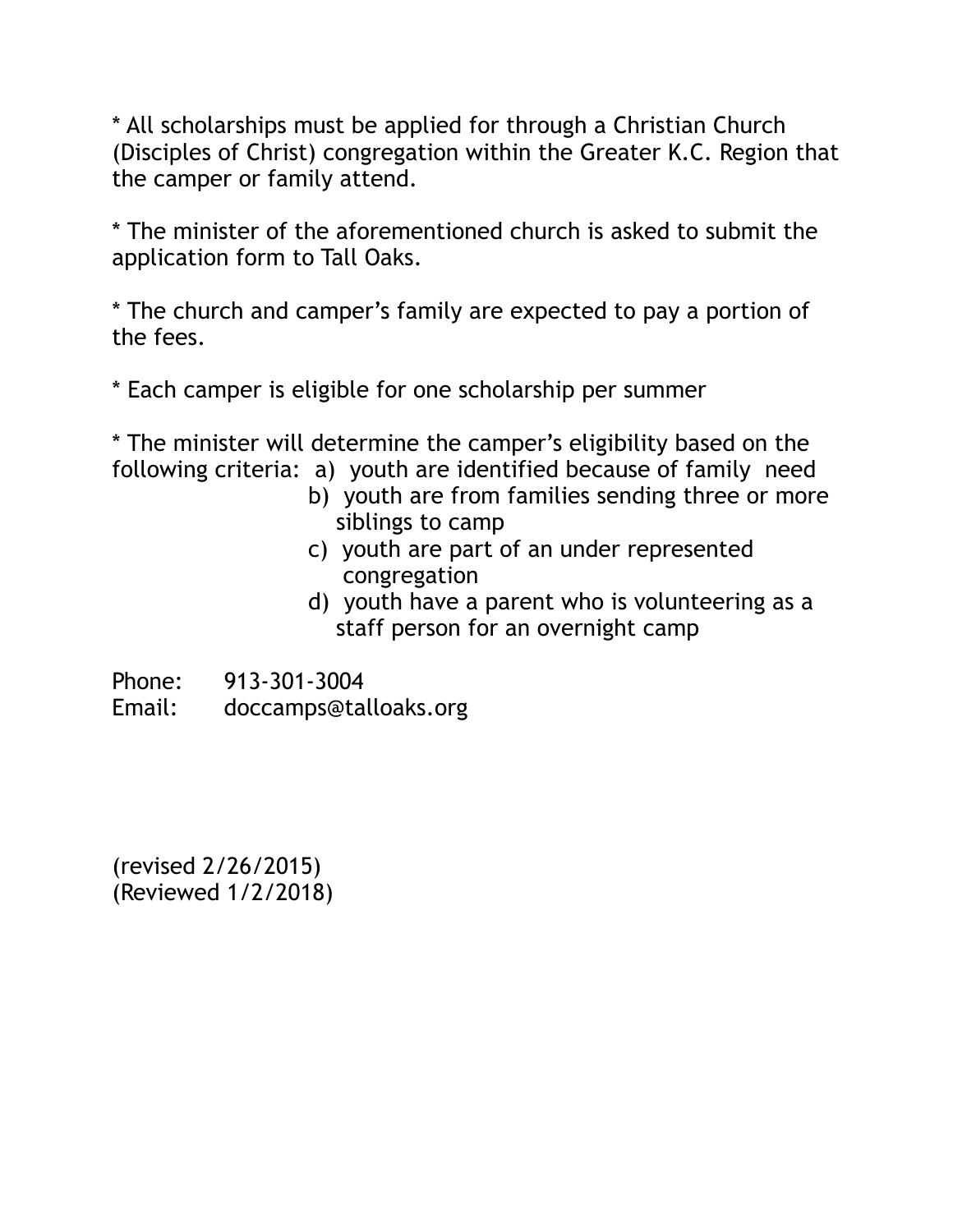* All scholarships must be applied for through a Christian Church (Disciples of Christ) congregation within the Greater K.C. Region that the camper or family attend.

* The minister of the aforementioned church is asked to submit the application form to Tall Oaks.

* The church and camper's family are expected to pay a portion of the fees.

* Each camper is eligible for one scholarship per summer

* The minister will determine the camper's eligibility based on the following criteria:
  a) youth are identified because of family need
  b) youth are from families sending three or more siblings to camp
  c) youth are part of an under represented congregation
  d) youth have a parent who is volunteering as a staff person for an overnight camp

Phone: 913-301-3004
Email: doccamps@talloaks.org

(revised 2/26/2015)
(Reviewed 1/2/2018)